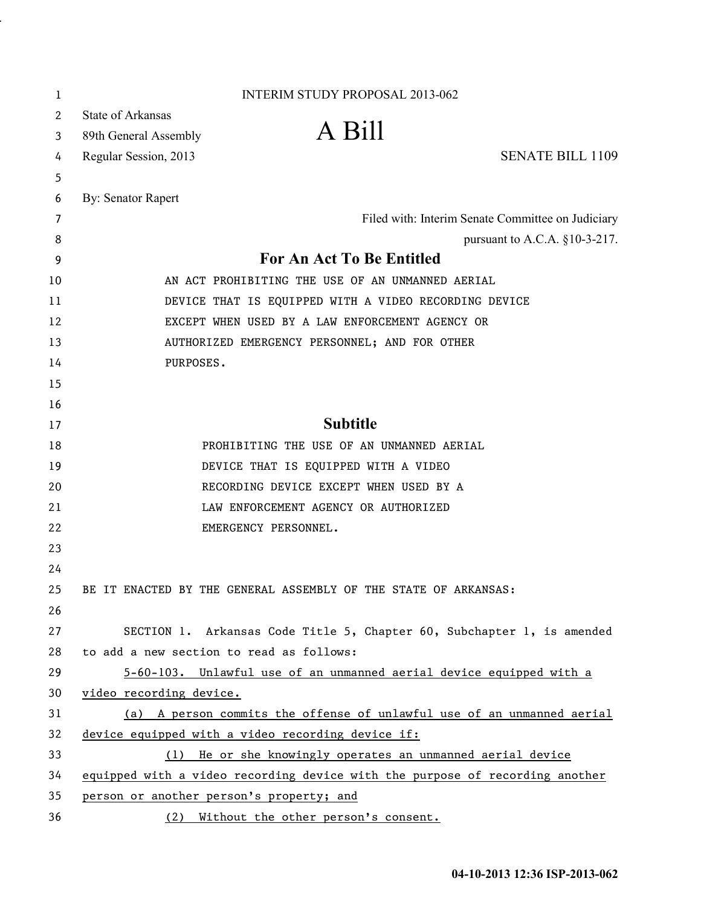INTERIM STUDY PROPOSAL 2013-062

State of Arkansas
89th General Assembly
Regular Session, 2013

# A Bill

SENATE BILL 1109

By: Senator Rapert

Filed with: Interim Senate Committee on Judiciary
pursuant to A.C.A. §10-3-217.

## For An Act To Be Entitled

AN ACT PROHIBITING THE USE OF AN UNMANNED AERIAL DEVICE THAT IS EQUIPPED WITH A VIDEO RECORDING DEVICE EXCEPT WHEN USED BY A LAW ENFORCEMENT AGENCY OR AUTHORIZED EMERGENCY PERSONNEL; AND FOR OTHER PURPOSES.

## Subtitle

PROHIBITING THE USE OF AN UNMANNED AERIAL DEVICE THAT IS EQUIPPED WITH A VIDEO RECORDING DEVICE EXCEPT WHEN USED BY A LAW ENFORCEMENT AGENCY OR AUTHORIZED EMERGENCY PERSONNEL.

BE IT ENACTED BY THE GENERAL ASSEMBLY OF THE STATE OF ARKANSAS:

SECTION 1. Arkansas Code Title 5, Chapter 60, Subchapter 1, is amended to add a new section to read as follows:

5-60-103. Unlawful use of an unmanned aerial device equipped with a video recording device.

(a) A person commits the offense of unlawful use of an unmanned aerial device equipped with a video recording device if:

(1) He or she knowingly operates an unmanned aerial device equipped with a video recording device with the purpose of recording another person or another person's property; and

(2) Without the other person's consent.

04-10-2013 12:36 ISP-2013-062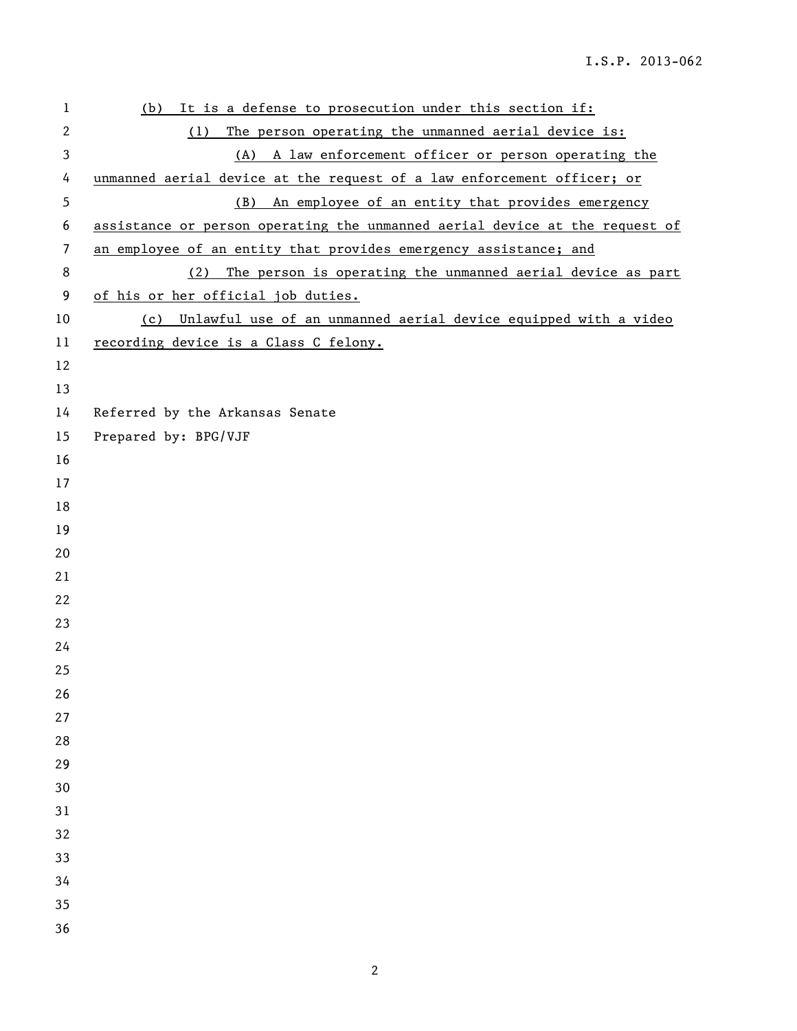(b) It is a defense to prosecution under this section if:

(1) The person operating the unmanned aerial device is:

(A) A law enforcement officer or person operating the unmanned aerial device at the request of a law enforcement officer; or

(B) An employee of an entity that provides emergency assistance or person operating the unmanned aerial device at the request of an employee of an entity that provides emergency assistance; and

(2) The person is operating the unmanned aerial device as part of his or her official job duties.

(c) Unlawful use of an unmanned aerial device equipped with a video recording device is a Class C felony.

Referred by the Arkansas Senate
Prepared by: BPG/VJF